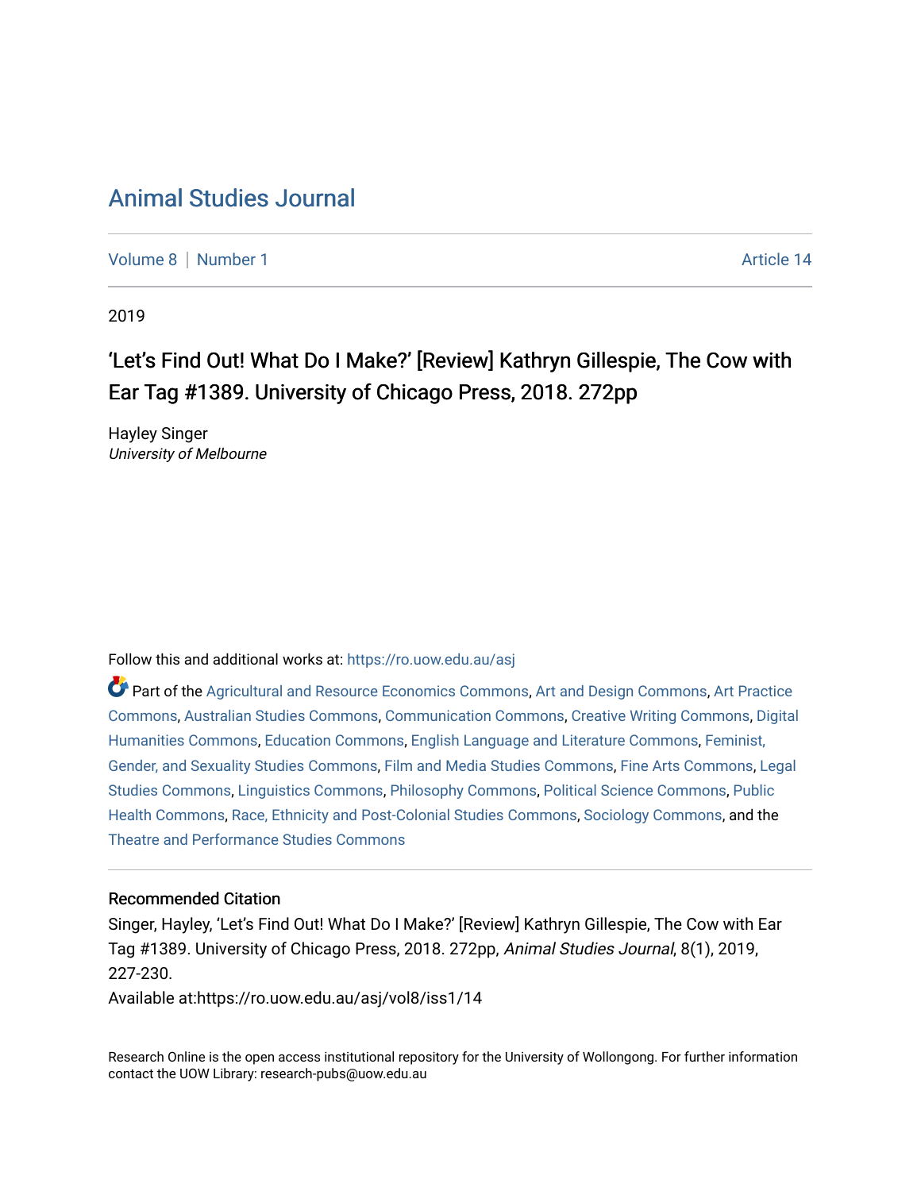# Animal Studies Journal

Volume 8 | Number 1 Article 14

2019

## 'Let's Find Out! What Do I Make?' [Review] Kathryn Gillespie, The Cow with Ear Tag #1389. University of Chicago Press, 2018. 272pp

Hayley Singer
*University of Melbourne*

Follow this and additional works at: https://ro.uow.edu.au/asj

Part of the Agricultural and Resource Economics Commons, Art and Design Commons, Art Practice Commons, Australian Studies Commons, Communication Commons, Creative Writing Commons, Digital Humanities Commons, Education Commons, English Language and Literature Commons, Feminist, Gender, and Sexuality Studies Commons, Film and Media Studies Commons, Fine Arts Commons, Legal Studies Commons, Linguistics Commons, Philosophy Commons, Political Science Commons, Public Health Commons, Race, Ethnicity and Post-Colonial Studies Commons, Sociology Commons, and the Theatre and Performance Studies Commons

### Recommended Citation

Singer, Hayley, 'Let's Find Out! What Do I Make?' [Review] Kathryn Gillespie, The Cow with Ear Tag #1389. University of Chicago Press, 2018. 272pp, *Animal Studies Journal*, 8(1), 2019, 227-230.
Available at:https://ro.uow.edu.au/asj/vol8/iss1/14

Research Online is the open access institutional repository for the University of Wollongong. For further information contact the UOW Library: research-pubs@uow.edu.au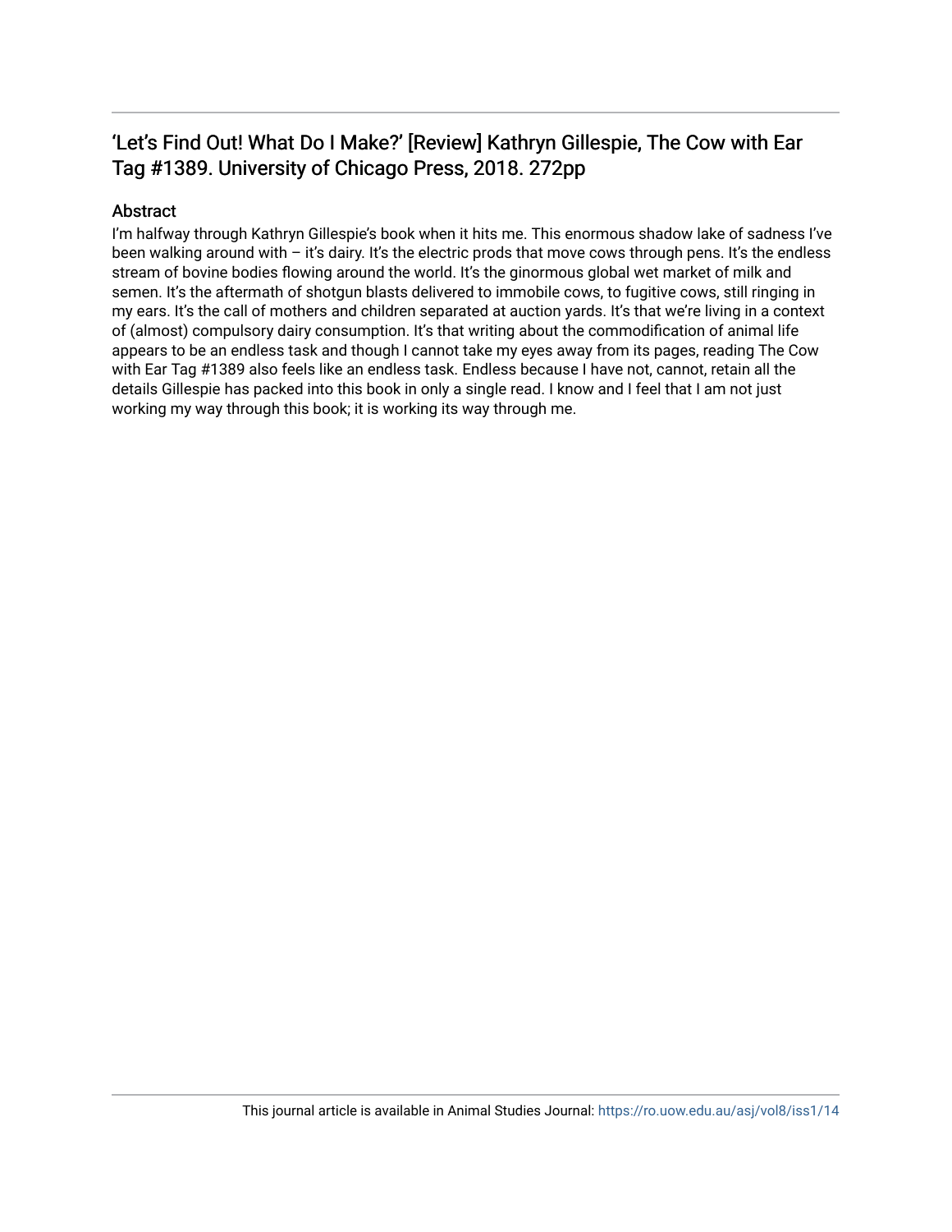## 'Let's Find Out! What Do I Make?' [Review] Kathryn Gillespie, The Cow with Ear Tag #1389. University of Chicago Press, 2018. 272pp

### Abstract

I'm halfway through Kathryn Gillespie's book when it hits me. This enormous shadow lake of sadness I've been walking around with – it's dairy. It's the electric prods that move cows through pens. It's the endless stream of bovine bodies flowing around the world. It's the ginormous global wet market of milk and semen. It's the aftermath of shotgun blasts delivered to immobile cows, to fugitive cows, still ringing in my ears. It's the call of mothers and children separated at auction yards. It's that we're living in a context of (almost) compulsory dairy consumption. It's that writing about the commodification of animal life appears to be an endless task and though I cannot take my eyes away from its pages, reading The Cow with Ear Tag #1389 also feels like an endless task. Endless because I have not, cannot, retain all the details Gillespie has packed into this book in only a single read. I know and I feel that I am not just working my way through this book; it is working its way through me.

This journal article is available in Animal Studies Journal: https://ro.uow.edu.au/asj/vol8/iss1/14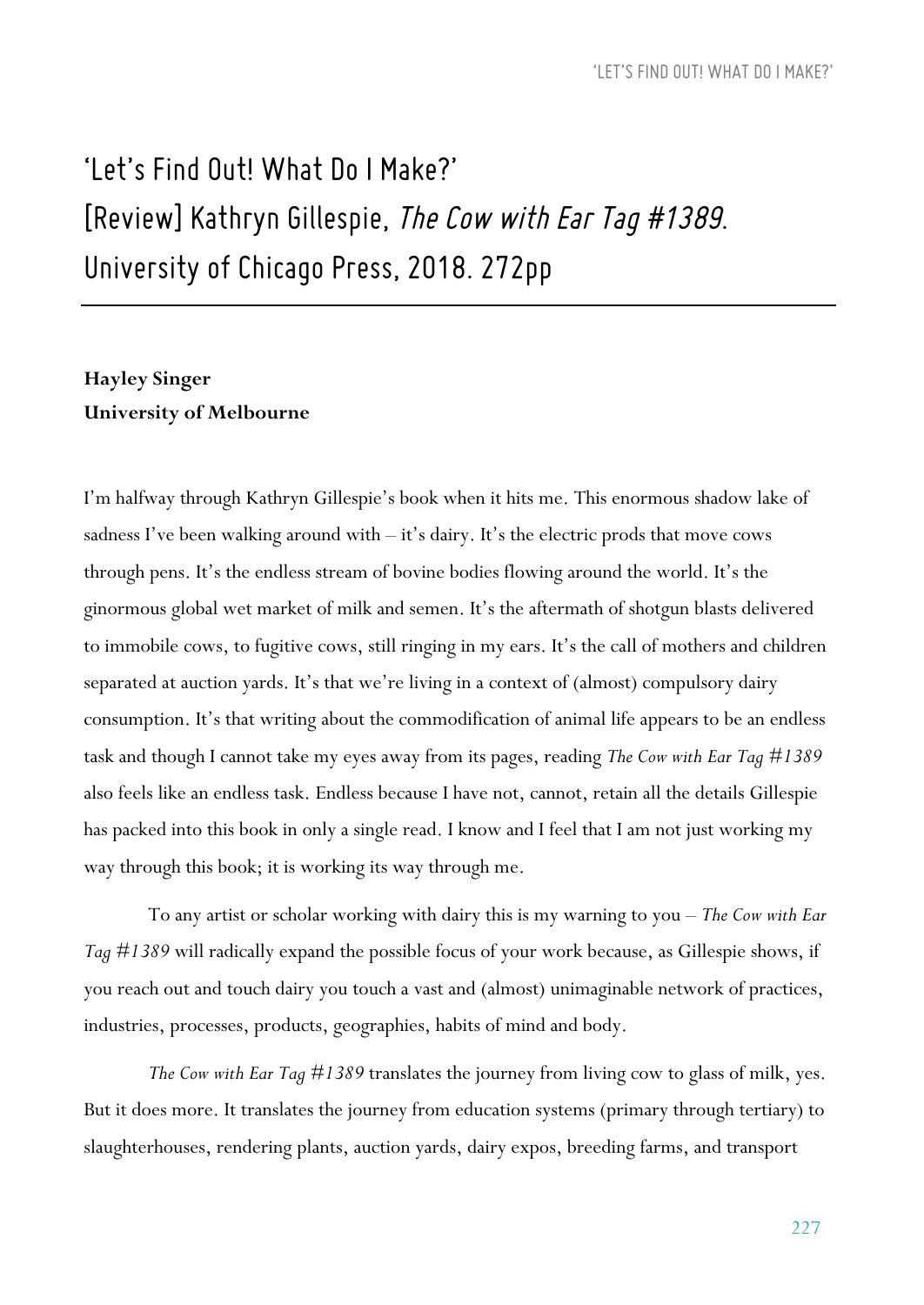# 'Let's Find Out! What Do I Make?' [Review] Kathryn Gillespie, *The Cow with Ear Tag #1389*. University of Chicago Press, 2018. 272pp

**Hayley Singer**
**University of Melbourne**

I'm halfway through Kathryn Gillespie's book when it hits me. This enormous shadow lake of sadness I've been walking around with – it's dairy. It's the electric prods that move cows through pens. It's the endless stream of bovine bodies flowing around the world. It's the ginormous global wet market of milk and semen. It's the aftermath of shotgun blasts delivered to immobile cows, to fugitive cows, still ringing in my ears. It's the call of mothers and children separated at auction yards. It's that we're living in a context of (almost) compulsory dairy consumption. It's that writing about the commodification of animal life appears to be an endless task and though I cannot take my eyes away from its pages, reading *The Cow with Ear Tag #1389* also feels like an endless task. Endless because I have not, cannot, retain all the details Gillespie has packed into this book in only a single read. I know and I feel that I am not just working my way through this book; it is working its way through me.

To any artist or scholar working with dairy this is my warning to you – *The Cow with Ear Tag #1389* will radically expand the possible focus of your work because, as Gillespie shows, if you reach out and touch dairy you touch a vast and (almost) unimaginable network of practices, industries, processes, products, geographies, habits of mind and body.

*The Cow with Ear Tag #1389* translates the journey from living cow to glass of milk, yes. But it does more. It translates the journey from education systems (primary through tertiary) to slaughterhouses, rendering plants, auction yards, dairy expos, breeding farms, and transport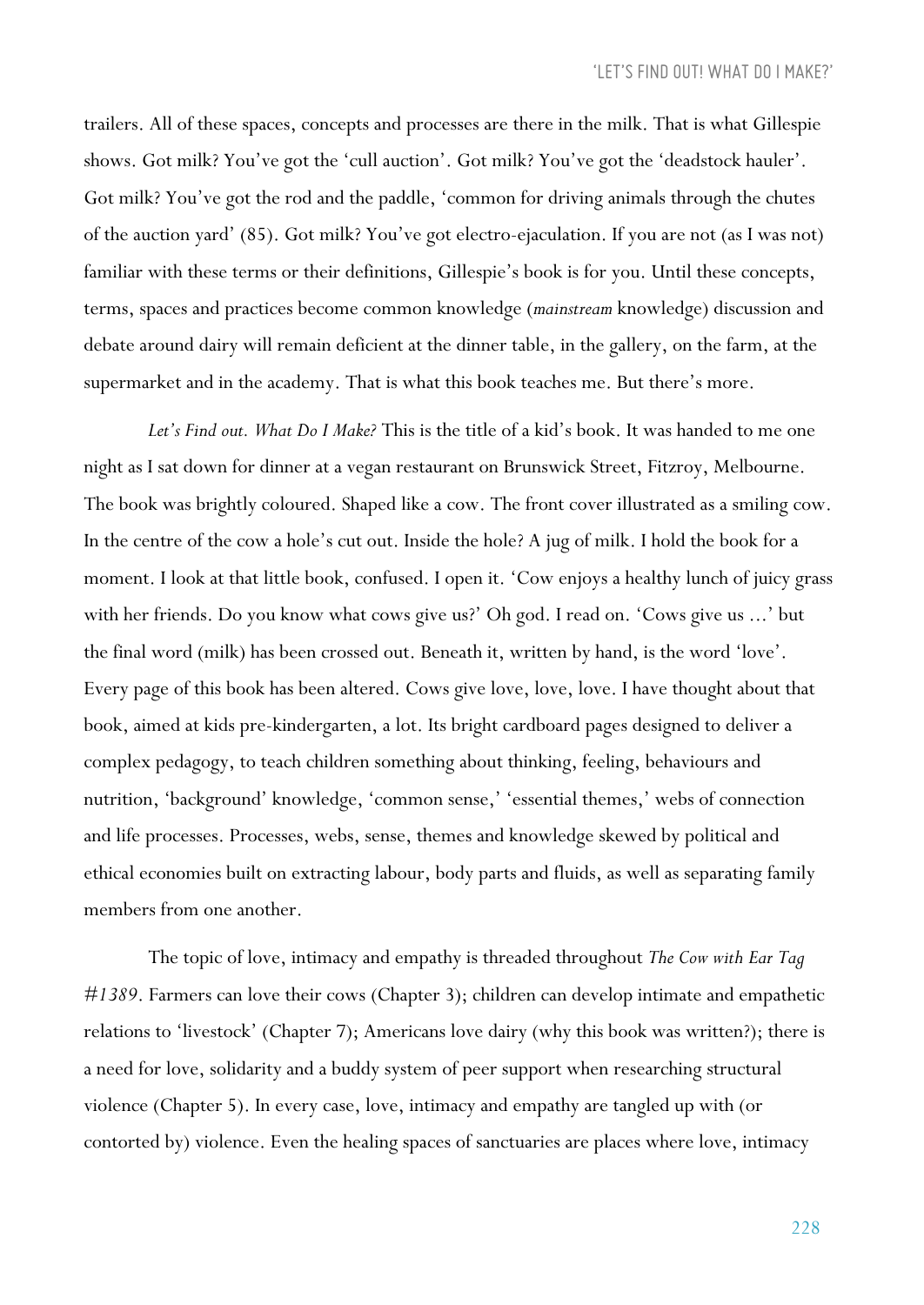trailers. All of these spaces, concepts and processes are there in the milk. That is what Gillespie shows. Got milk? You've got the 'cull auction'. Got milk? You've got the 'deadstock hauler'. Got milk? You've got the rod and the paddle, 'common for driving animals through the chutes of the auction yard' (85). Got milk? You've got electro-ejaculation. If you are not (as I was not) familiar with these terms or their definitions, Gillespie's book is for you. Until these concepts, terms, spaces and practices become common knowledge (*mainstream* knowledge) discussion and debate around dairy will remain deficient at the dinner table, in the gallery, on the farm, at the supermarket and in the academy. That is what this book teaches me. But there's more.

*Let's Find out. What Do I Make?* This is the title of a kid's book. It was handed to me one night as I sat down for dinner at a vegan restaurant on Brunswick Street, Fitzroy, Melbourne. The book was brightly coloured. Shaped like a cow. The front cover illustrated as a smiling cow. In the centre of the cow a hole's cut out. Inside the hole? A jug of milk. I hold the book for a moment. I look at that little book, confused. I open it. 'Cow enjoys a healthy lunch of juicy grass with her friends. Do you know what cows give us?' Oh god. I read on. 'Cows give us ...' but the final word (milk) has been crossed out. Beneath it, written by hand, is the word 'love'. Every page of this book has been altered. Cows give love, love, love. I have thought about that book, aimed at kids pre-kindergarten, a lot. Its bright cardboard pages designed to deliver a complex pedagogy, to teach children something about thinking, feeling, behaviours and nutrition, 'background' knowledge, 'common sense,' 'essential themes,' webs of connection and life processes. Processes, webs, sense, themes and knowledge skewed by political and ethical economies built on extracting labour, body parts and fluids, as well as separating family members from one another.

The topic of love, intimacy and empathy is threaded throughout *The Cow with Ear Tag #1389*. Farmers can love their cows (Chapter 3); children can develop intimate and empathetic relations to 'livestock' (Chapter 7); Americans love dairy (why this book was written?); there is a need for love, solidarity and a buddy system of peer support when researching structural violence (Chapter 5). In every case, love, intimacy and empathy are tangled up with (or contorted by) violence. Even the healing spaces of sanctuaries are places where love, intimacy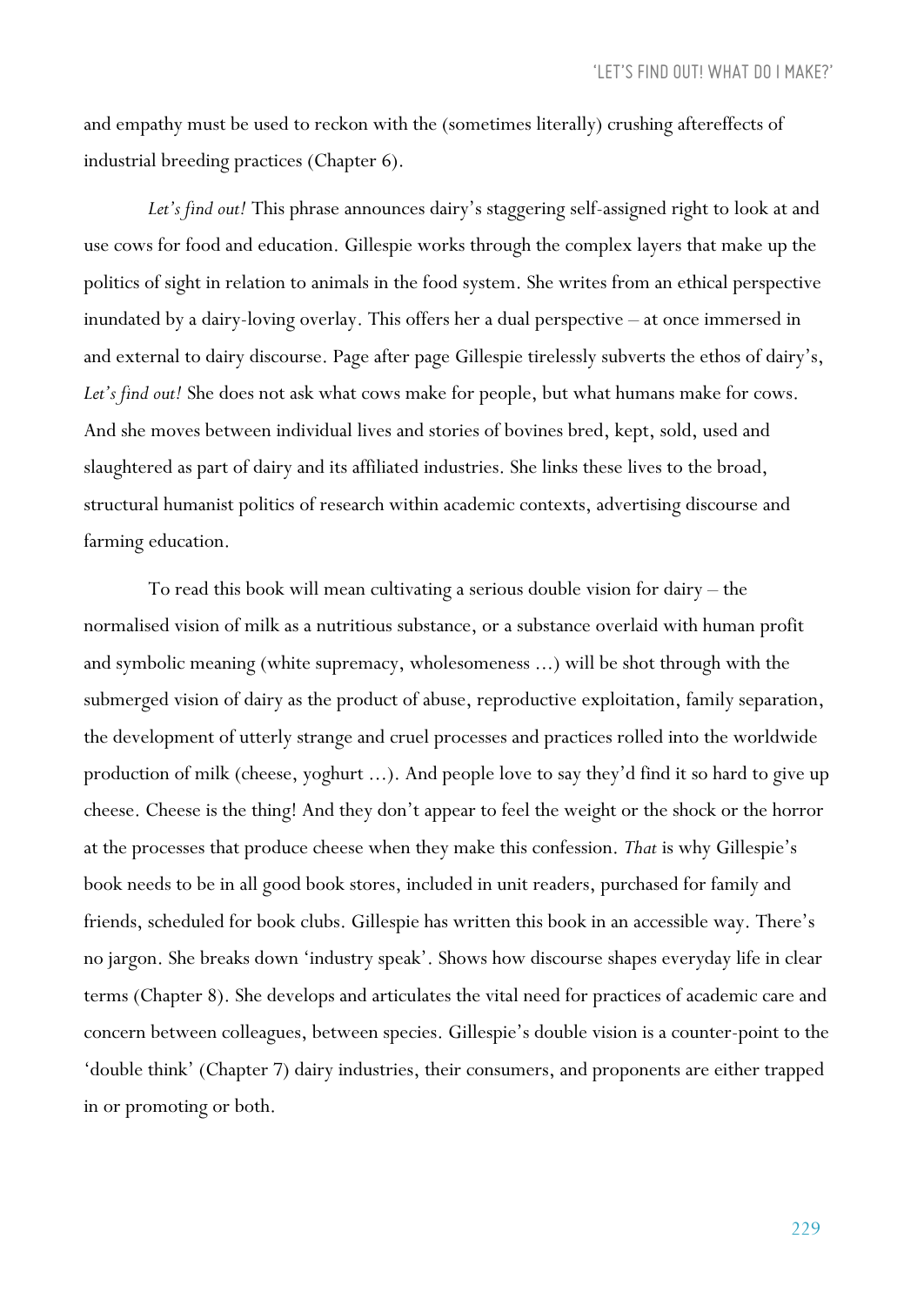and empathy must be used to reckon with the (sometimes literally) crushing aftereffects of industrial breeding practices (Chapter 6).

*Let's find out!* This phrase announces dairy's staggering self-assigned right to look at and use cows for food and education. Gillespie works through the complex layers that make up the politics of sight in relation to animals in the food system. She writes from an ethical perspective inundated by a dairy-loving overlay. This offers her a dual perspective – at once immersed in and external to dairy discourse. Page after page Gillespie tirelessly subverts the ethos of dairy's, *Let's find out!* She does not ask what cows make for people, but what humans make for cows. And she moves between individual lives and stories of bovines bred, kept, sold, used and slaughtered as part of dairy and its affiliated industries. She links these lives to the broad, structural humanist politics of research within academic contexts, advertising discourse and farming education.

To read this book will mean cultivating a serious double vision for dairy – the normalised vision of milk as a nutritious substance, or a substance overlaid with human profit and symbolic meaning (white supremacy, wholesomeness ...) will be shot through with the submerged vision of dairy as the product of abuse, reproductive exploitation, family separation, the development of utterly strange and cruel processes and practices rolled into the worldwide production of milk (cheese, yoghurt ...). And people love to say they'd find it so hard to give up cheese. Cheese is the thing! And they don't appear to feel the weight or the shock or the horror at the processes that produce cheese when they make this confession. *That* is why Gillespie's book needs to be in all good book stores, included in unit readers, purchased for family and friends, scheduled for book clubs. Gillespie has written this book in an accessible way. There's no jargon. She breaks down 'industry speak'. Shows how discourse shapes everyday life in clear terms (Chapter 8). She develops and articulates the vital need for practices of academic care and concern between colleagues, between species. Gillespie's double vision is a counter-point to the 'double think' (Chapter 7) dairy industries, their consumers, and proponents are either trapped in or promoting or both.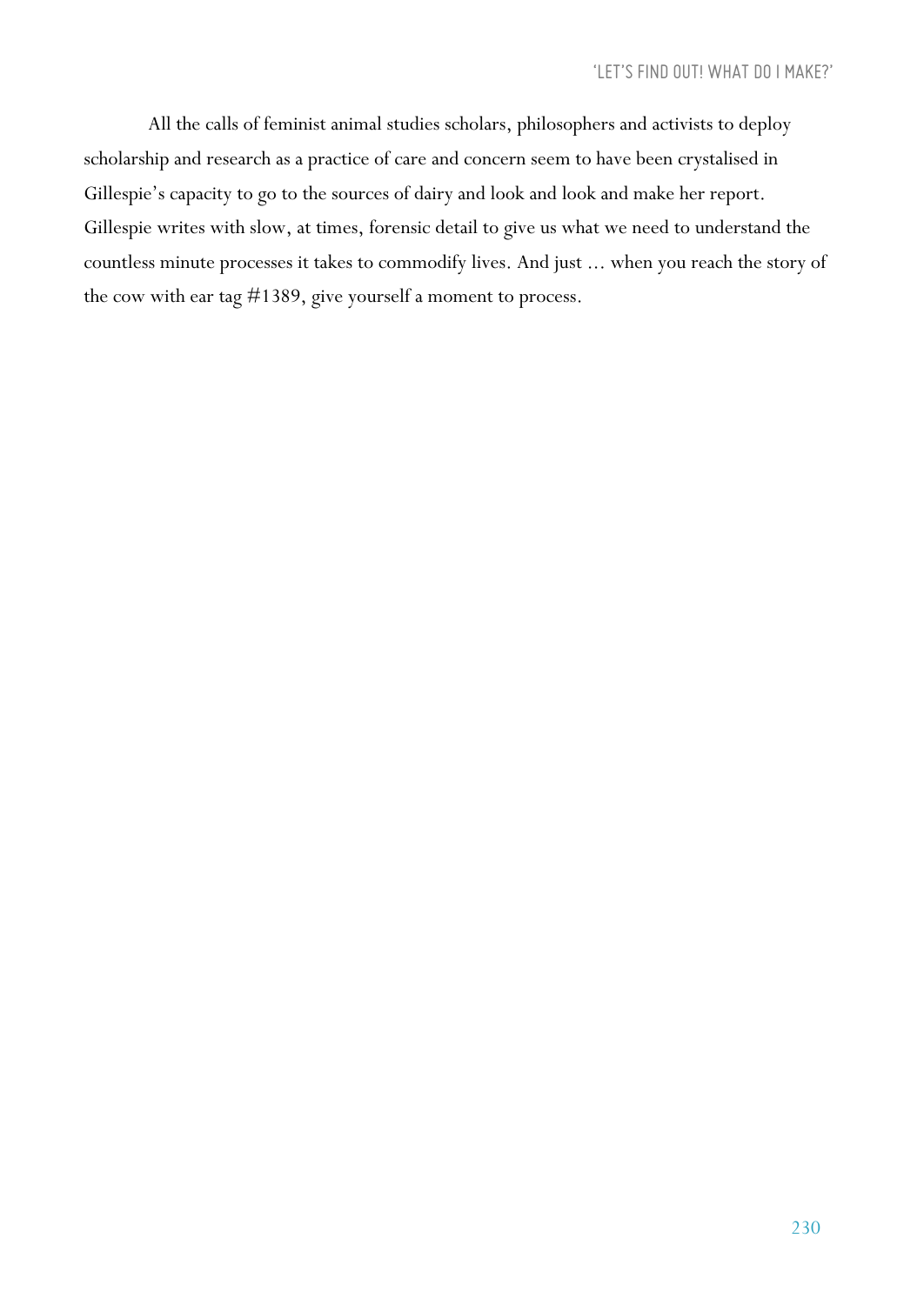All the calls of feminist animal studies scholars, philosophers and activists to deploy scholarship and research as a practice of care and concern seem to have been crystalised in Gillespie's capacity to go to the sources of dairy and look and look and make her report. Gillespie writes with slow, at times, forensic detail to give us what we need to understand the countless minute processes it takes to commodify lives. And just … when you reach the story of the cow with ear tag #1389, give yourself a moment to process.